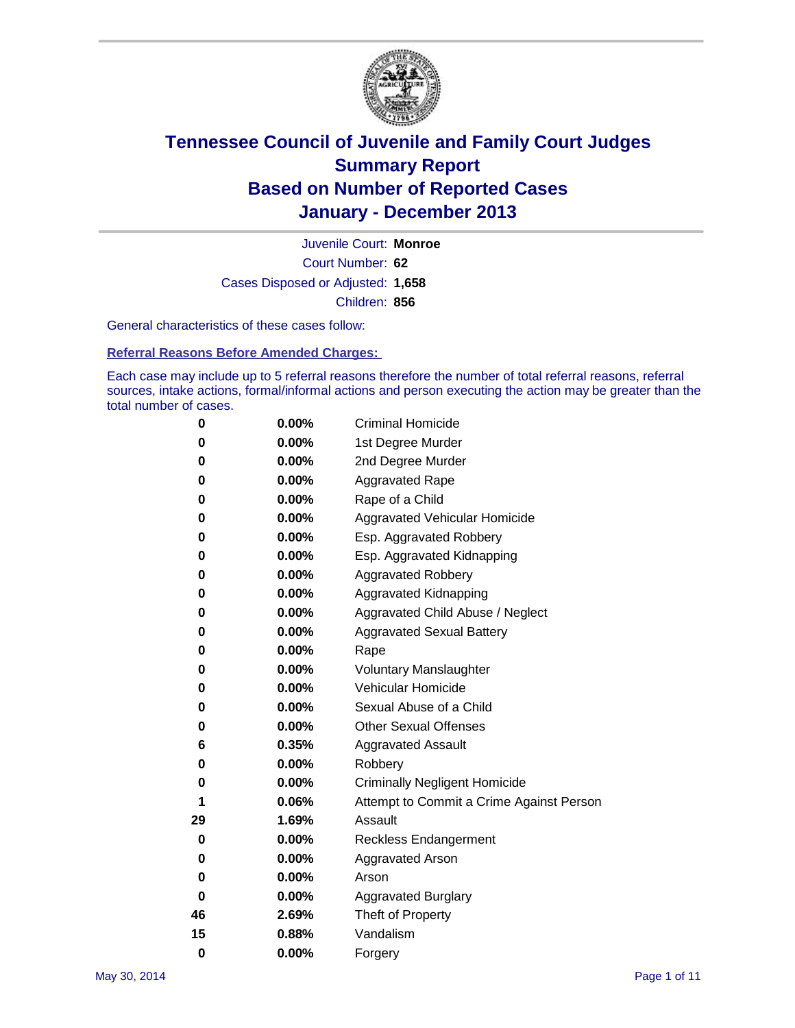# Tennessee Council of Juvenile and Family Court Judges
# Summary Report
# Based on Number of Reported Cases
# January - December 2013

Juvenile Court: **Monroe**
Court Number: **62**
Cases Disposed or Adjusted: **1,658**
Children: **856**

General characteristics of these cases follow:

**Referral Reasons Before Amended Charges:**

Each case may include up to 5 referral reasons therefore the number of total referral reasons, referral sources, intake actions, formal/informal actions and person executing the action may be greater than the total number of cases.

| Count | Percent | Referral Reason |
|---|---|---|
| 0 | 0.00% | Criminal Homicide |
| 0 | 0.00% | 1st Degree Murder |
| 0 | 0.00% | 2nd Degree Murder |
| 0 | 0.00% | Aggravated Rape |
| 0 | 0.00% | Rape of a Child |
| 0 | 0.00% | Aggravated Vehicular Homicide |
| 0 | 0.00% | Esp. Aggravated Robbery |
| 0 | 0.00% | Esp. Aggravated Kidnapping |
| 0 | 0.00% | Aggravated Robbery |
| 0 | 0.00% | Aggravated Kidnapping |
| 0 | 0.00% | Aggravated Child Abuse / Neglect |
| 0 | 0.00% | Aggravated Sexual Battery |
| 0 | 0.00% | Rape |
| 0 | 0.00% | Voluntary Manslaughter |
| 0 | 0.00% | Vehicular Homicide |
| 0 | 0.00% | Sexual Abuse of a Child |
| 0 | 0.00% | Other Sexual Offenses |
| 6 | 0.35% | Aggravated Assault |
| 0 | 0.00% | Robbery |
| 0 | 0.00% | Criminally Negligent Homicide |
| 1 | 0.06% | Attempt to Commit a Crime Against Person |
| 29 | 1.69% | Assault |
| 0 | 0.00% | Reckless Endangerment |
| 0 | 0.00% | Aggravated Arson |
| 0 | 0.00% | Arson |
| 0 | 0.00% | Aggravated Burglary |
| 46 | 2.69% | Theft of Property |
| 15 | 0.88% | Vandalism |
| 0 | 0.00% | Forgery |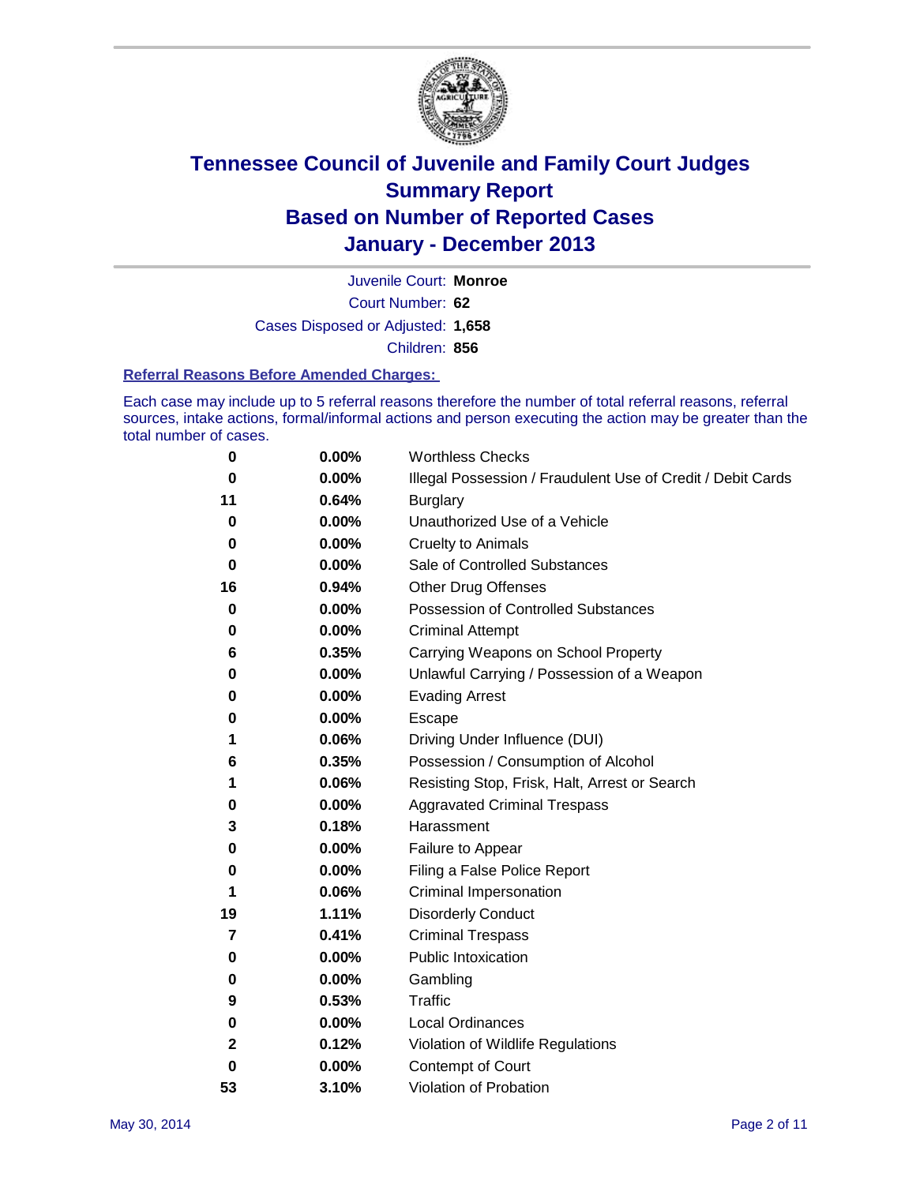# Tennessee Council of Juvenile and Family Court Judges
## Summary Report
## Based on Number of Reported Cases
## January - December 2013

Juvenile Court: **Monroe**

Court Number: **62**

Cases Disposed or Adjusted: **1,658**

Children: **856**

### Referral Reasons Before Amended Charges:

Each case may include up to 5 referral reasons therefore the number of total referral reasons, referral sources, intake actions, formal/informal actions and person executing the action may be greater than the total number of cases.

| Count | Percent | Referral Reason |
|---|---|---|
| 0 | 0.00% | Worthless Checks |
| 0 | 0.00% | Illegal Possession / Fraudulent Use of Credit / Debit Cards |
| 11 | 0.64% | Burglary |
| 0 | 0.00% | Unauthorized Use of a Vehicle |
| 0 | 0.00% | Cruelty to Animals |
| 0 | 0.00% | Sale of Controlled Substances |
| 16 | 0.94% | Other Drug Offenses |
| 0 | 0.00% | Possession of Controlled Substances |
| 0 | 0.00% | Criminal Attempt |
| 6 | 0.35% | Carrying Weapons on School Property |
| 0 | 0.00% | Unlawful Carrying / Possession of a Weapon |
| 0 | 0.00% | Evading Arrest |
| 0 | 0.00% | Escape |
| 1 | 0.06% | Driving Under Influence (DUI) |
| 6 | 0.35% | Possession / Consumption of Alcohol |
| 1 | 0.06% | Resisting Stop, Frisk, Halt, Arrest or Search |
| 0 | 0.00% | Aggravated Criminal Trespass |
| 3 | 0.18% | Harassment |
| 0 | 0.00% | Failure to Appear |
| 0 | 0.00% | Filing a False Police Report |
| 1 | 0.06% | Criminal Impersonation |
| 19 | 1.11% | Disorderly Conduct |
| 7 | 0.41% | Criminal Trespass |
| 0 | 0.00% | Public Intoxication |
| 0 | 0.00% | Gambling |
| 9 | 0.53% | Traffic |
| 0 | 0.00% | Local Ordinances |
| 2 | 0.12% | Violation of Wildlife Regulations |
| 0 | 0.00% | Contempt of Court |
| 53 | 3.10% | Violation of Probation |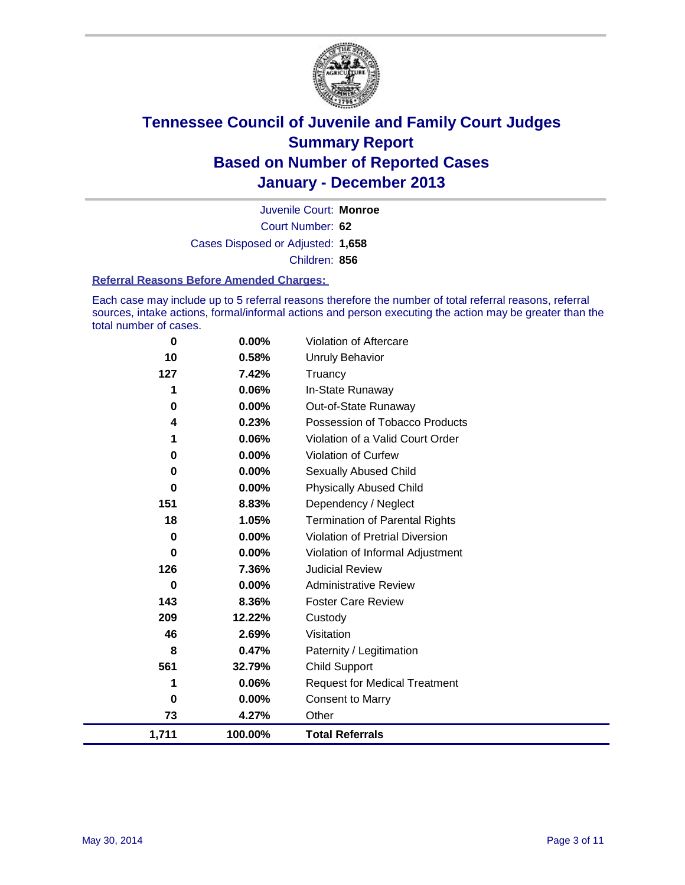# Tennessee Council of Juvenile and Family Court Judges
## Summary Report
## Based on Number of Reported Cases
## January - December 2013

Juvenile Court: **Monroe**

Court Number: **62**

Cases Disposed or Adjusted: **1,658**

Children: **856**

### Referral Reasons Before Amended Charges:

Each case may include up to 5 referral reasons therefore the number of total referral reasons, referral sources, intake actions, formal/informal actions and person executing the action may be greater than the total number of cases.

| Count | Percent | Referral Reason |
|---|---|---|
| 0 | 0.00% | Violation of Aftercare |
| 10 | 0.58% | Unruly Behavior |
| 127 | 7.42% | Truancy |
| 1 | 0.06% | In-State Runaway |
| 0 | 0.00% | Out-of-State Runaway |
| 4 | 0.23% | Possession of Tobacco Products |
| 1 | 0.06% | Violation of a Valid Court Order |
| 0 | 0.00% | Violation of Curfew |
| 0 | 0.00% | Sexually Abused Child |
| 0 | 0.00% | Physically Abused Child |
| 151 | 8.83% | Dependency / Neglect |
| 18 | 1.05% | Termination of Parental Rights |
| 0 | 0.00% | Violation of Pretrial Diversion |
| 0 | 0.00% | Violation of Informal Adjustment |
| 126 | 7.36% | Judicial Review |
| 0 | 0.00% | Administrative Review |
| 143 | 8.36% | Foster Care Review |
| 209 | 12.22% | Custody |
| 46 | 2.69% | Visitation |
| 8 | 0.47% | Paternity / Legitimation |
| 561 | 32.79% | Child Support |
| 1 | 0.06% | Request for Medical Treatment |
| 0 | 0.00% | Consent to Marry |
| 73 | 4.27% | Other |
| **1,711** | **100.00%** | **Total Referrals** |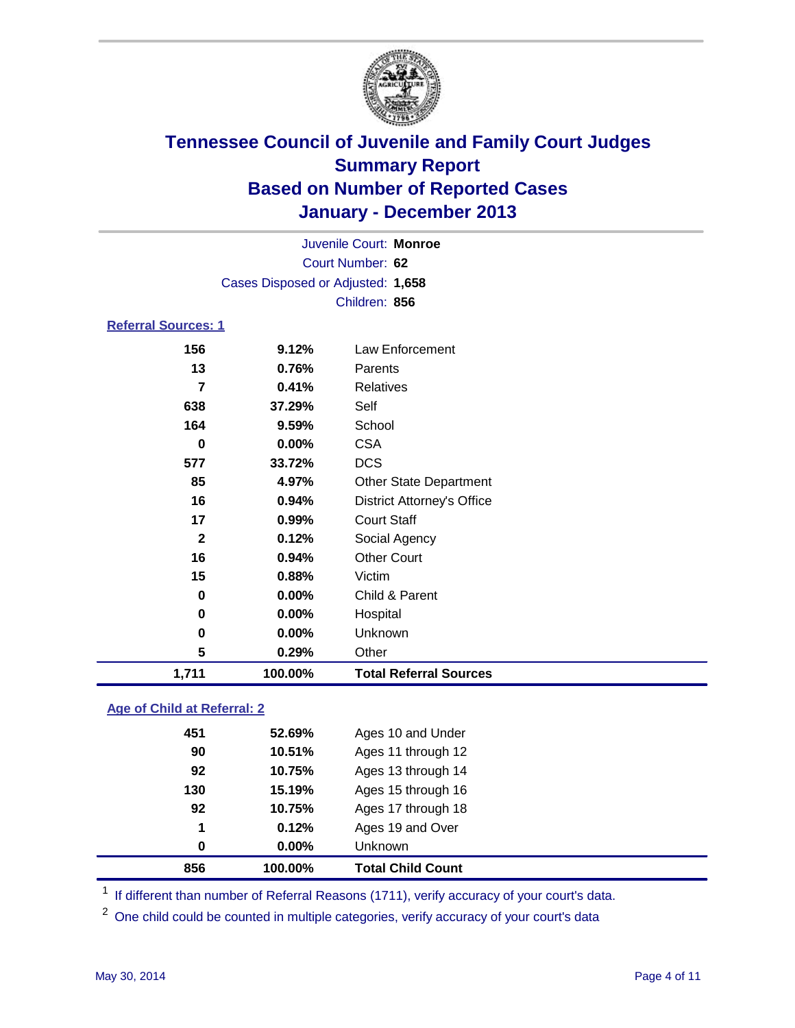# Tennessee Council of Juvenile and Family Court Judges
## Summary Report
## Based on Number of Reported Cases
## January - December 2013

Juvenile Court: **Monroe**
Court Number: **62**
Cases Disposed or Adjusted: **1,658**
Children: **856**

### Referral Sources: 1

| Count | Percent | Source |
|---|---|---|
| 156 | 9.12% | Law Enforcement |
| 13 | 0.76% | Parents |
| 7 | 0.41% | Relatives |
| 638 | 37.29% | Self |
| 164 | 9.59% | School |
| 0 | 0.00% | CSA |
| 577 | 33.72% | DCS |
| 85 | 4.97% | Other State Department |
| 16 | 0.94% | District Attorney's Office |
| 17 | 0.99% | Court Staff |
| 2 | 0.12% | Social Agency |
| 16 | 0.94% | Other Court |
| 15 | 0.88% | Victim |
| 0 | 0.00% | Child & Parent |
| 0 | 0.00% | Hospital |
| 0 | 0.00% | Unknown |
| 5 | 0.29% | Other |
| **1,711** | **100.00%** | **Total Referral Sources** |

### Age of Child at Referral: 2

| Count | Percent | Age |
|---|---|---|
| 451 | 52.69% | Ages 10 and Under |
| 90 | 10.51% | Ages 11 through 12 |
| 92 | 10.75% | Ages 13 through 14 |
| 130 | 15.19% | Ages 15 through 16 |
| 92 | 10.75% | Ages 17 through 18 |
| 1 | 0.12% | Ages 19 and Over |
| 0 | 0.00% | Unknown |
| **856** | **100.00%** | **Total Child Count** |

[1] If different than number of Referral Reasons (1711), verify accuracy of your court's data.

[2] One child could be counted in multiple categories, verify accuracy of your court's data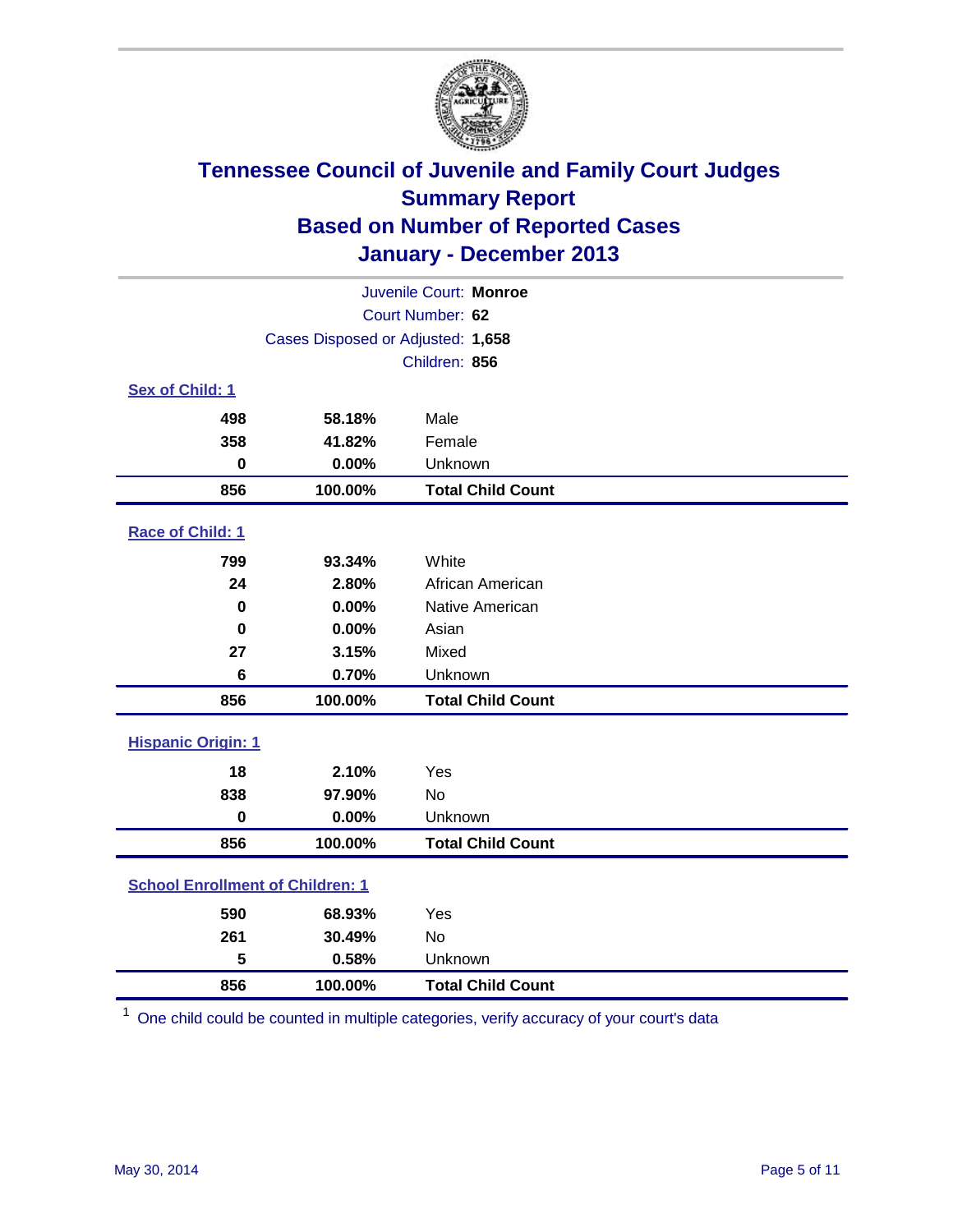# Tennessee Council of Juvenile and Family Court Judges
## Summary Report
## Based on Number of Reported Cases
## January - December 2013

Juvenile Court: **Monroe**
Court Number: **62**
Cases Disposed or Adjusted: **1,658**
Children: **856**

### Sex of Child: 1

| Count | Percent | Category |
|---|---|---|
| 498 | 58.18% | Male |
| 358 | 41.82% | Female |
| 0 | 0.00% | Unknown |
| **856** | **100.00%** | **Total Child Count** |

### Race of Child: 1

| Count | Percent | Category |
|---|---|---|
| 799 | 93.34% | White |
| 24 | 2.80% | African American |
| 0 | 0.00% | Native American |
| 0 | 0.00% | Asian |
| 27 | 3.15% | Mixed |
| 6 | 0.70% | Unknown |
| **856** | **100.00%** | **Total Child Count** |

### Hispanic Origin: 1

| Count | Percent | Category |
|---|---|---|
| 18 | 2.10% | Yes |
| 838 | 97.90% | No |
| 0 | 0.00% | Unknown |
| **856** | **100.00%** | **Total Child Count** |

### School Enrollment of Children: 1

| Count | Percent | Category |
|---|---|---|
| 590 | 68.93% | Yes |
| 261 | 30.49% | No |
| 5 | 0.58% | Unknown |
| **856** | **100.00%** | **Total Child Count** |

[1] One child could be counted in multiple categories, verify accuracy of your court's data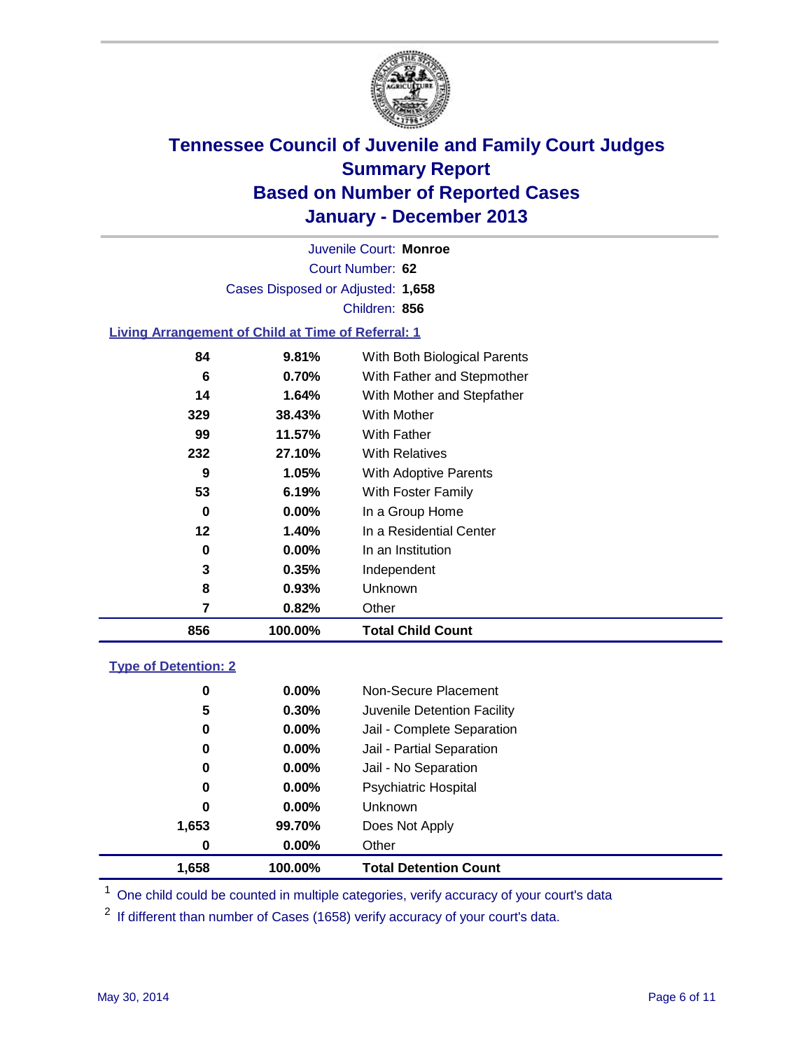# Tennessee Council of Juvenile and Family Court Judges
## Summary Report
## Based on Number of Reported Cases
## January - December 2013

Juvenile Court: **Monroe**
Court Number: **62**
Cases Disposed or Adjusted: **1,658**
Children: **856**

### Living Arrangement of Child at Time of Referral: 1

| Count | Percent | Arrangement |
|---|---|---|
| 84 | 9.81% | With Both Biological Parents |
| 6 | 0.70% | With Father and Stepmother |
| 14 | 1.64% | With Mother and Stepfather |
| 329 | 38.43% | With Mother |
| 99 | 11.57% | With Father |
| 232 | 27.10% | With Relatives |
| 9 | 1.05% | With Adoptive Parents |
| 53 | 6.19% | With Foster Family |
| 0 | 0.00% | In a Group Home |
| 12 | 1.40% | In a Residential Center |
| 0 | 0.00% | In an Institution |
| 3 | 0.35% | Independent |
| 8 | 0.93% | Unknown |
| 7 | 0.82% | Other |
| **856** | **100.00%** | **Total Child Count** |

### Type of Detention: 2

| Count | Percent | Type |
|---|---|---|
| 0 | 0.00% | Non-Secure Placement |
| 5 | 0.30% | Juvenile Detention Facility |
| 0 | 0.00% | Jail - Complete Separation |
| 0 | 0.00% | Jail - Partial Separation |
| 0 | 0.00% | Jail - No Separation |
| 0 | 0.00% | Psychiatric Hospital |
| 0 | 0.00% | Unknown |
| 1,653 | 99.70% | Does Not Apply |
| 0 | 0.00% | Other |
| **1,658** | **100.00%** | **Total Detention Count** |

[1] One child could be counted in multiple categories, verify accuracy of your court's data

[2] If different than number of Cases (1658) verify accuracy of your court's data.

May 30, 2014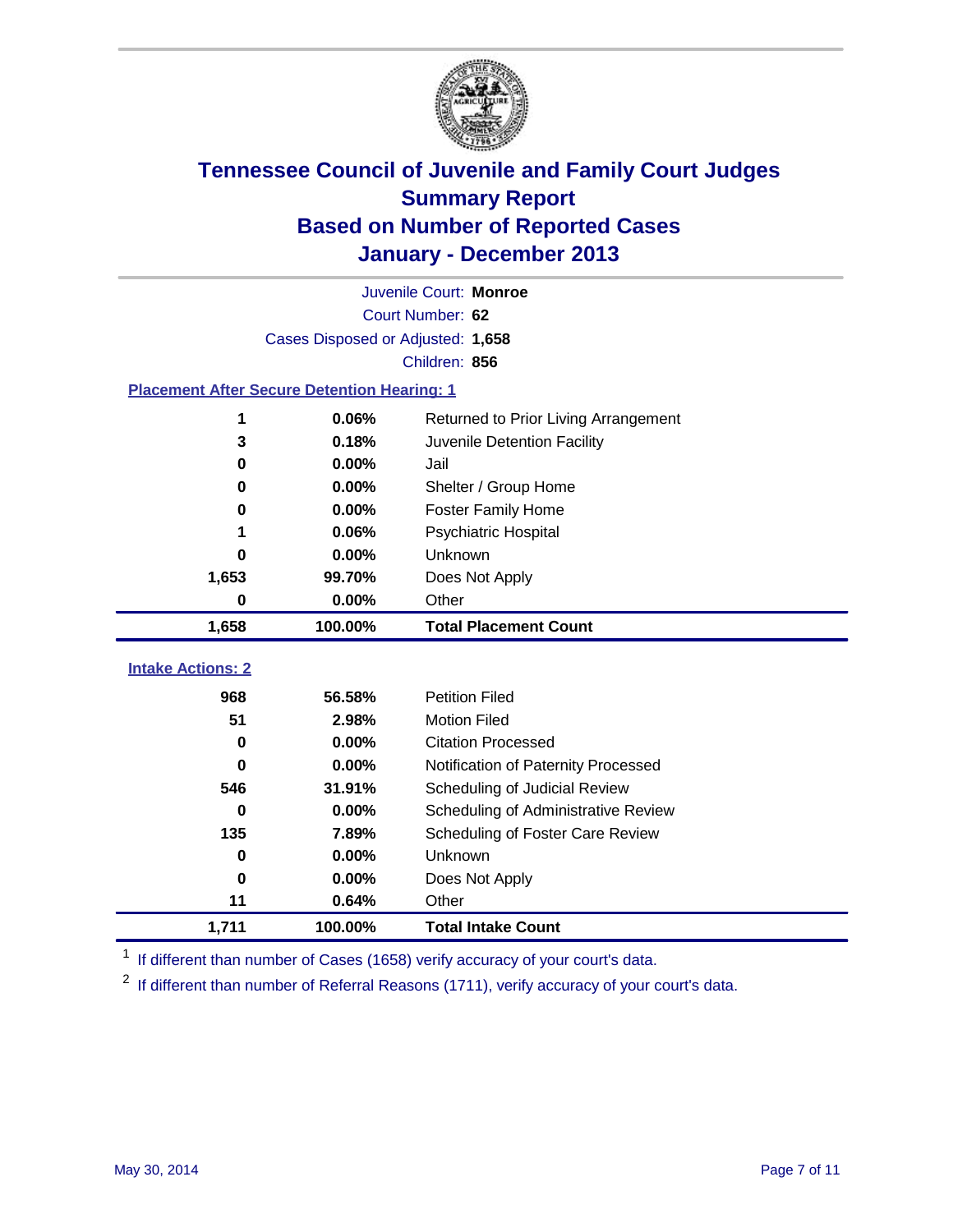# Tennessee Council of Juvenile and Family Court Judges
## Summary Report
## Based on Number of Reported Cases
## January - December 2013

Juvenile Court: **Monroe**
Court Number: **62**
Cases Disposed or Adjusted: **1,658**
Children: **856**

### Placement After Secure Detention Hearing: 1

| Count | Percent | Placement |
|---|---|---|
| 1 | 0.06% | Returned to Prior Living Arrangement |
| 3 | 0.18% | Juvenile Detention Facility |
| 0 | 0.00% | Jail |
| 0 | 0.00% | Shelter / Group Home |
| 0 | 0.00% | Foster Family Home |
| 1 | 0.06% | Psychiatric Hospital |
| 0 | 0.00% | Unknown |
| 1,653 | 99.70% | Does Not Apply |
| 0 | 0.00% | Other |
| **1,658** | **100.00%** | **Total Placement Count** |

### Intake Actions: 2

| Count | Percent | Intake Action |
|---|---|---|
| 968 | 56.58% | Petition Filed |
| 51 | 2.98% | Motion Filed |
| 0 | 0.00% | Citation Processed |
| 0 | 0.00% | Notification of Paternity Processed |
| 546 | 31.91% | Scheduling of Judicial Review |
| 0 | 0.00% | Scheduling of Administrative Review |
| 135 | 7.89% | Scheduling of Foster Care Review |
| 0 | 0.00% | Unknown |
| 0 | 0.00% | Does Not Apply |
| 11 | 0.64% | Other |
| **1,711** | **100.00%** | **Total Intake Count** |

[1] If different than number of Cases (1658) verify accuracy of your court's data.

[2] If different than number of Referral Reasons (1711), verify accuracy of your court's data.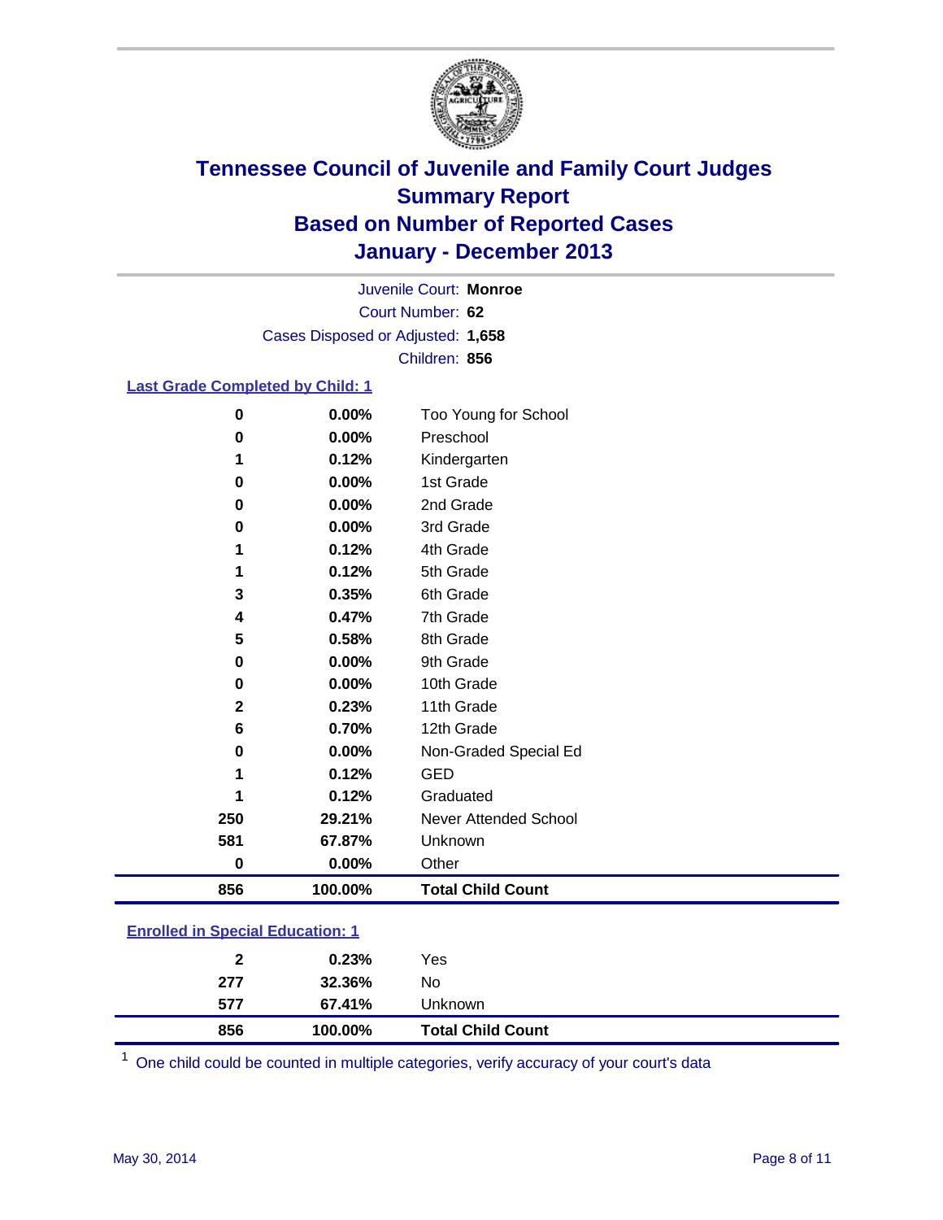# Tennessee Council of Juvenile and Family Court Judges
## Summary Report
## Based on Number of Reported Cases
## January - December 2013

Juvenile Court: **Monroe**

Court Number: **62**

Cases Disposed or Adjusted: **1,658**

Children: **856**

### Last Grade Completed by Child: 1

| Count | Percent | Grade |
|---|---|---|
| 0 | 0.00% | Too Young for School |
| 0 | 0.00% | Preschool |
| 1 | 0.12% | Kindergarten |
| 0 | 0.00% | 1st Grade |
| 0 | 0.00% | 2nd Grade |
| 0 | 0.00% | 3rd Grade |
| 1 | 0.12% | 4th Grade |
| 1 | 0.12% | 5th Grade |
| 3 | 0.35% | 6th Grade |
| 4 | 0.47% | 7th Grade |
| 5 | 0.58% | 8th Grade |
| 0 | 0.00% | 9th Grade |
| 0 | 0.00% | 10th Grade |
| 2 | 0.23% | 11th Grade |
| 6 | 0.70% | 12th Grade |
| 0 | 0.00% | Non-Graded Special Ed |
| 1 | 0.12% | GED |
| 1 | 0.12% | Graduated |
| 250 | 29.21% | Never Attended School |
| 581 | 67.87% | Unknown |
| 0 | 0.00% | Other |
| **856** | **100.00%** | **Total Child Count** |

### Enrolled in Special Education: 1

| Count | Percent | Response |
|---|---|---|
| 2 | 0.23% | Yes |
| 277 | 32.36% | No |
| 577 | 67.41% | Unknown |
| **856** | **100.00%** | **Total Child Count** |

[1] One child could be counted in multiple categories, verify accuracy of your court's data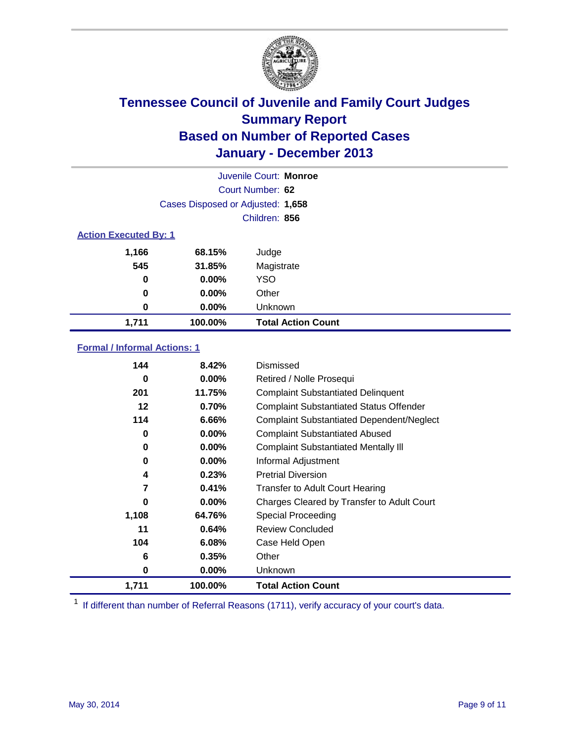# Tennessee Council of Juvenile and Family Court Judges
## Summary Report
## Based on Number of Reported Cases
## January - December 2013

Juvenile Court: **Monroe**
Court Number: **62**
Cases Disposed or Adjusted: **1,658**
Children: **856**

### Action Executed By: 1

| | | |
|---|---|---|
| 1,166 | 68.15% | Judge |
| 545 | 31.85% | Magistrate |
| 0 | 0.00% | YSO |
| 0 | 0.00% | Other |
| 0 | 0.00% | Unknown |
| **1,711** | **100.00%** | **Total Action Count** |

### Formal / Informal Actions: 1

| | | |
|---|---|---|
| 144 | 8.42% | Dismissed |
| 0 | 0.00% | Retired / Nolle Prosequi |
| 201 | 11.75% | Complaint Substantiated Delinquent |
| 12 | 0.70% | Complaint Substantiated Status Offender |
| 114 | 6.66% | Complaint Substantiated Dependent/Neglect |
| 0 | 0.00% | Complaint Substantiated Abused |
| 0 | 0.00% | Complaint Substantiated Mentally Ill |
| 0 | 0.00% | Informal Adjustment |
| 4 | 0.23% | Pretrial Diversion |
| 7 | 0.41% | Transfer to Adult Court Hearing |
| 0 | 0.00% | Charges Cleared by Transfer to Adult Court |
| 1,108 | 64.76% | Special Proceeding |
| 11 | 0.64% | Review Concluded |
| 104 | 6.08% | Case Held Open |
| 6 | 0.35% | Other |
| 0 | 0.00% | Unknown |
| **1,711** | **100.00%** | **Total Action Count** |

[1] If different than number of Referral Reasons (1711), verify accuracy of your court's data.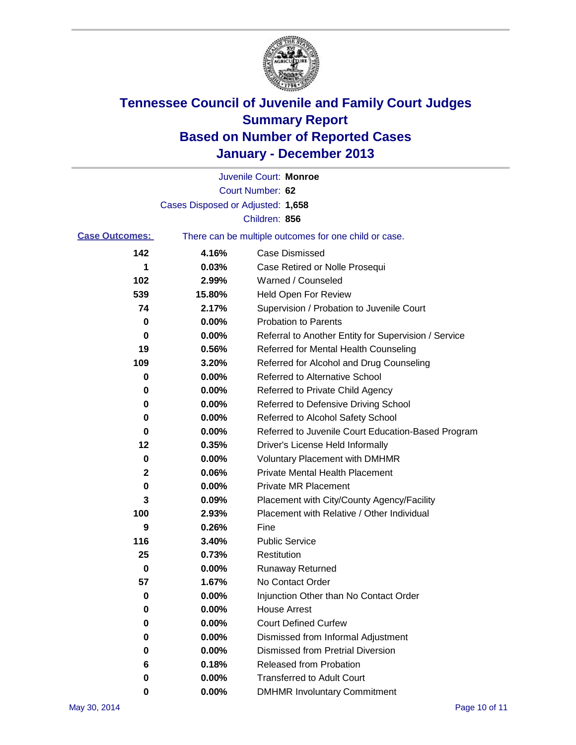# Tennessee Council of Juvenile and Family Court Judges
## Summary Report
## Based on Number of Reported Cases
## January - December 2013

Juvenile Court: **Monroe**

Court Number: **62**

Cases Disposed or Adjusted: **1,658**

Children: **856**

**Case Outcomes:** There can be multiple outcomes for one child or case.

| Count | Percent | Outcome |
|---|---|---|
| 142 | 4.16% | Case Dismissed |
| 1 | 0.03% | Case Retired or Nolle Prosequi |
| 102 | 2.99% | Warned / Counseled |
| 539 | 15.80% | Held Open For Review |
| 74 | 2.17% | Supervision / Probation to Juvenile Court |
| 0 | 0.00% | Probation to Parents |
| 0 | 0.00% | Referral to Another Entity for Supervision / Service |
| 19 | 0.56% | Referred for Mental Health Counseling |
| 109 | 3.20% | Referred for Alcohol and Drug Counseling |
| 0 | 0.00% | Referred to Alternative School |
| 0 | 0.00% | Referred to Private Child Agency |
| 0 | 0.00% | Referred to Defensive Driving School |
| 0 | 0.00% | Referred to Alcohol Safety School |
| 0 | 0.00% | Referred to Juvenile Court Education-Based Program |
| 12 | 0.35% | Driver's License Held Informally |
| 0 | 0.00% | Voluntary Placement with DMHMR |
| 2 | 0.06% | Private Mental Health Placement |
| 0 | 0.00% | Private MR Placement |
| 3 | 0.09% | Placement with City/County Agency/Facility |
| 100 | 2.93% | Placement with Relative / Other Individual |
| 9 | 0.26% | Fine |
| 116 | 3.40% | Public Service |
| 25 | 0.73% | Restitution |
| 0 | 0.00% | Runaway Returned |
| 57 | 1.67% | No Contact Order |
| 0 | 0.00% | Injunction Other than No Contact Order |
| 0 | 0.00% | House Arrest |
| 0 | 0.00% | Court Defined Curfew |
| 0 | 0.00% | Dismissed from Informal Adjustment |
| 0 | 0.00% | Dismissed from Pretrial Diversion |
| 6 | 0.18% | Released from Probation |
| 0 | 0.00% | Transferred to Adult Court |
| 0 | 0.00% | DMHMR Involuntary Commitment |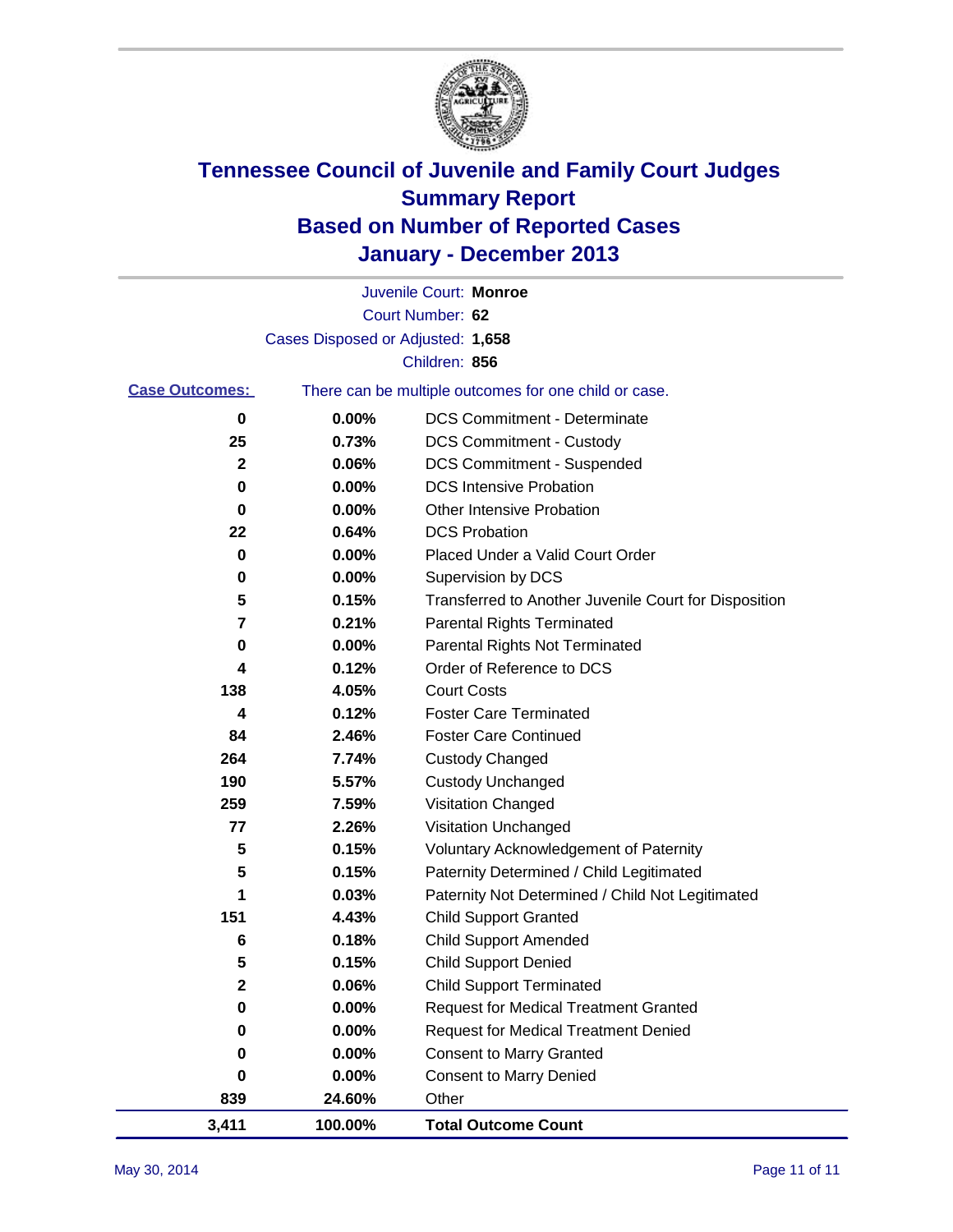# Tennessee Council of Juvenile and Family Court Judges
## Summary Report
## Based on Number of Reported Cases
## January - December 2013

Juvenile Court: **Monroe**

Court Number: **62**

Cases Disposed or Adjusted: **1,658**

Children: **856**

**Case Outcomes:** There can be multiple outcomes for one child or case.

| | | |
|---|---|---|
| 0 | 0.00% | DCS Commitment - Determinate |
| 25 | 0.73% | DCS Commitment - Custody |
| 2 | 0.06% | DCS Commitment - Suspended |
| 0 | 0.00% | DCS Intensive Probation |
| 0 | 0.00% | Other Intensive Probation |
| 22 | 0.64% | DCS Probation |
| 0 | 0.00% | Placed Under a Valid Court Order |
| 0 | 0.00% | Supervision by DCS |
| 5 | 0.15% | Transferred to Another Juvenile Court for Disposition |
| 7 | 0.21% | Parental Rights Terminated |
| 0 | 0.00% | Parental Rights Not Terminated |
| 4 | 0.12% | Order of Reference to DCS |
| 138 | 4.05% | Court Costs |
| 4 | 0.12% | Foster Care Terminated |
| 84 | 2.46% | Foster Care Continued |
| 264 | 7.74% | Custody Changed |
| 190 | 5.57% | Custody Unchanged |
| 259 | 7.59% | Visitation Changed |
| 77 | 2.26% | Visitation Unchanged |
| 5 | 0.15% | Voluntary Acknowledgement of Paternity |
| 5 | 0.15% | Paternity Determined / Child Legitimated |
| 1 | 0.03% | Paternity Not Determined / Child Not Legitimated |
| 151 | 4.43% | Child Support Granted |
| 6 | 0.18% | Child Support Amended |
| 5 | 0.15% | Child Support Denied |
| 2 | 0.06% | Child Support Terminated |
| 0 | 0.00% | Request for Medical Treatment Granted |
| 0 | 0.00% | Request for Medical Treatment Denied |
| 0 | 0.00% | Consent to Marry Granted |
| 0 | 0.00% | Consent to Marry Denied |
| 839 | 24.60% | Other |
| **3,411** | **100.00%** | **Total Outcome Count** |

May 30, 2014